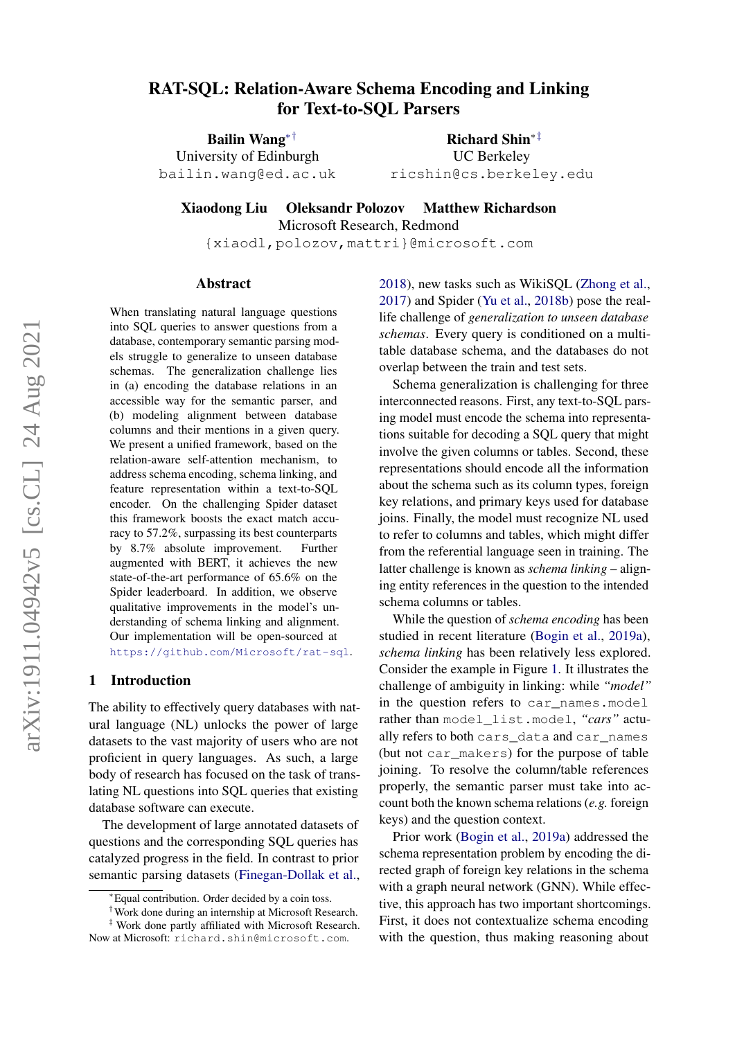# RAT-SQL: Relation-Aware Schema Encoding and Linking for Text-to-SQL Parsers

**Bailin Wang**[∗†]
University of Edinburgh
bailin.wang@ed.ac.uk

**Richard Shin**[∗‡]
UC Berkeley
ricshin@cs.berkeley.edu

**Xiaodong Liu  Oleksandr Polozov  Matthew Richardson**
Microsoft Research, Redmond
{xiaodl,polozov,mattri}@microsoft.com

## Abstract

When translating natural language questions into SQL queries to answer questions from a database, contemporary semantic parsing models struggle to generalize to unseen database schemas. The generalization challenge lies in (a) encoding the database relations in an accessible way for the semantic parser, and (b) modeling alignment between database columns and their mentions in a given query. We present a unified framework, based on the relation-aware self-attention mechanism, to address schema encoding, schema linking, and feature representation within a text-to-SQL encoder. On the challenging Spider dataset this framework boosts the exact match accuracy to 57.2%, surpassing its best counterparts by 8.7% absolute improvement. Further augmented with BERT, it achieves the new state-of-the-art performance of 65.6% on the Spider leaderboard. In addition, we observe qualitative improvements in the model's understanding of schema linking and alignment. Our implementation will be open-sourced at https://github.com/Microsoft/rat-sql.

## 1 Introduction

The ability to effectively query databases with natural language (NL) unlocks the power of large datasets to the vast majority of users who are not proficient in query languages. As such, a large body of research has focused on the task of translating NL questions into SQL queries that existing database software can execute.

The development of large annotated datasets of questions and the corresponding SQL queries has catalyzed progress in the field. In contrast to prior semantic parsing datasets (Finegan-Dollak et al., 2018), new tasks such as WikiSQL (Zhong et al., 2017) and Spider (Yu et al., 2018b) pose the real-life challenge of *generalization to unseen database schemas*. Every query is conditioned on a multi-table database schema, and the databases do not overlap between the train and test sets.

Schema generalization is challenging for three interconnected reasons. First, any text-to-SQL parsing model must encode the schema into representations suitable for decoding a SQL query that might involve the given columns or tables. Second, these representations should encode all the information about the schema such as its column types, foreign key relations, and primary keys used for database joins. Finally, the model must recognize NL used to refer to columns and tables, which might differ from the referential language seen in training. The latter challenge is known as *schema linking* – aligning entity references in the question to the intended schema columns or tables.

While the question of *schema encoding* has been studied in recent literature (Bogin et al., 2019a), *schema linking* has been relatively less explored. Consider the example in Figure 1. It illustrates the challenge of ambiguity in linking: while *"model"* in the question refers to `car_names.model` rather than `model_list.model`, *"cars"* actually refers to both `cars_data` and `car_names` (but not `car_makers`) for the purpose of table joining. To resolve the column/table references properly, the semantic parser must take into account both the known schema relations (*e.g.* foreign keys) and the question context.

Prior work (Bogin et al., 2019a) addressed the schema representation problem by encoding the directed graph of foreign key relations in the schema with a graph neural network (GNN). While effective, this approach has two important shortcomings. First, it does not contextualize schema encoding with the question, thus making reasoning about

---

∗Equal contribution. Order decided by a coin toss.
†Work done during an internship at Microsoft Research.
‡Work done partly affiliated with Microsoft Research. Now at Microsoft: richard.shin@microsoft.com.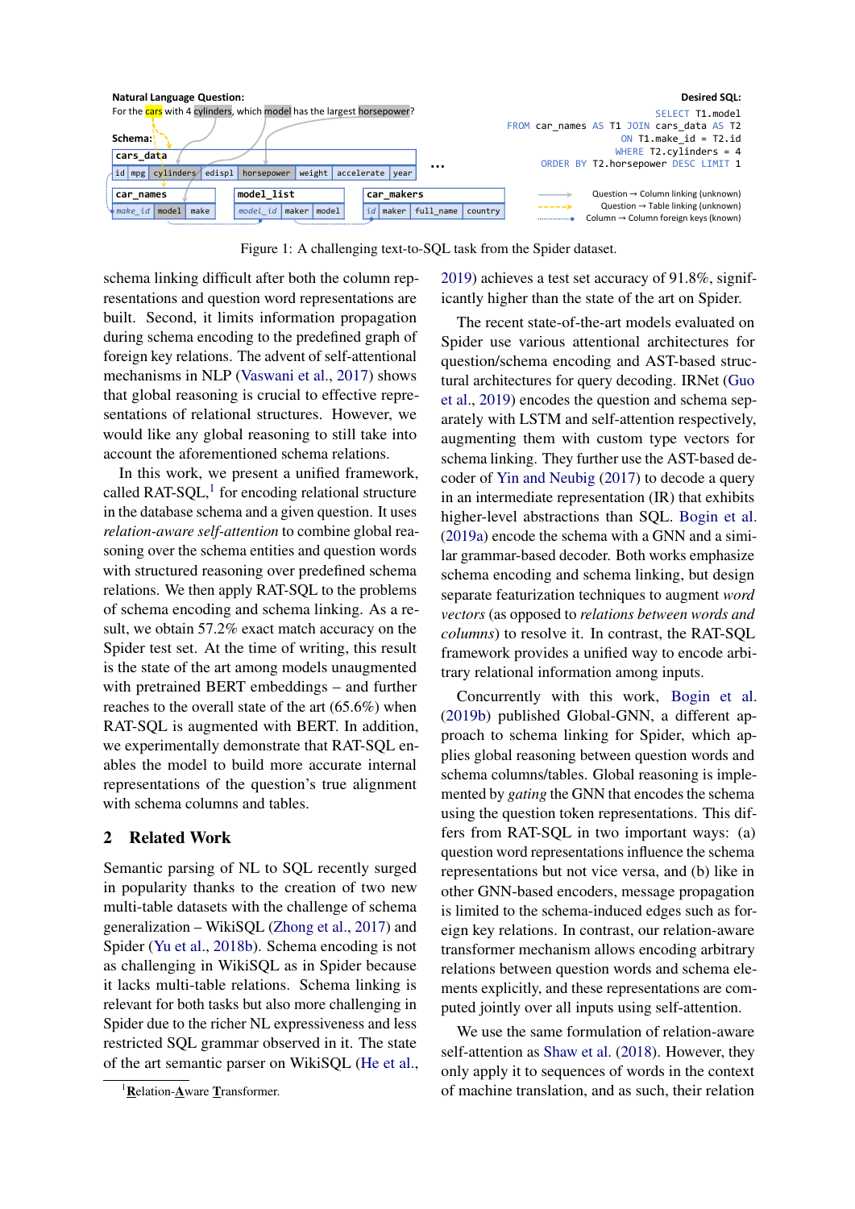Natural Language Question:
For the cars with 4 cylinders, which model has the largest horsepower?

Schema:

Desired SQL:

```
SELECT T1.model
FROM car_names AS T1 JOIN cars_data AS T2
ON T1.make_id = T2.id
WHERE T2.cylinders = 4
ORDER BY T2.horsepower DESC LIMIT 1
```

cars_data: id | mpg | cylinders | edispl | horsepower | weight | accelerate | year

car_names: make_id | model | make

model_list: model_id | maker | model

car_makers: id | maker | full_name | country

...

Question → Column linking (unknown)
Question → Table linking (unknown)
Column → Column foreign keys (known)

Figure 1: A challenging text-to-SQL task from the Spider dataset.

schema linking difficult after both the column representations and question word representations are built. Second, it limits information propagation during schema encoding to the predefined graph of foreign key relations. The advent of self-attentional mechanisms in NLP (Vaswani et al., 2017) shows that global reasoning is crucial to effective representations of relational structures. However, we would like any global reasoning to still take into account the aforementioned schema relations.

In this work, we present a unified framework, called RAT-SQL,[1] for encoding relational structure in the database schema and a given question. It uses *relation-aware self-attention* to combine global reasoning over the schema entities and question words with structured reasoning over predefined schema relations. We then apply RAT-SQL to the problems of schema encoding and schema linking. As a result, we obtain 57.2% exact match accuracy on the Spider test set. At the time of writing, this result is the state of the art among models unaugmented with pretrained BERT embeddings – and further reaches to the overall state of the art (65.6%) when RAT-SQL is augmented with BERT. In addition, we experimentally demonstrate that RAT-SQL enables the model to build more accurate internal representations of the question's true alignment with schema columns and tables.

## 2 Related Work

Semantic parsing of NL to SQL recently surged in popularity thanks to the creation of two new multi-table datasets with the challenge of schema generalization – WikiSQL (Zhong et al., 2017) and Spider (Yu et al., 2018b). Schema encoding is not as challenging in WikiSQL as in Spider because it lacks multi-table relations. Schema linking is relevant for both tasks but also more challenging in Spider due to the richer NL expressiveness and less restricted SQL grammar observed in it. The state of the art semantic parser on WikiSQL (He et al., 2019) achieves a test set accuracy of 91.8%, significantly higher than the state of the art on Spider.

The recent state-of-the-art models evaluated on Spider use various attentional architectures for question/schema encoding and AST-based structural architectures for query decoding. IRNet (Guo et al., 2019) encodes the question and schema separately with LSTM and self-attention respectively, augmenting them with custom type vectors for schema linking. They further use the AST-based decoder of Yin and Neubig (2017) to decode a query in an intermediate representation (IR) that exhibits higher-level abstractions than SQL. Bogin et al. (2019a) encode the schema with a GNN and a similar grammar-based decoder. Both works emphasize schema encoding and schema linking, but design separate featurization techniques to augment *word vectors* (as opposed to *relations between words and columns*) to resolve it. In contrast, the RAT-SQL framework provides a unified way to encode arbitrary relational information among inputs.

Concurrently with this work, Bogin et al. (2019b) published Global-GNN, a different approach to schema linking for Spider, which applies global reasoning between question words and schema columns/tables. Global reasoning is implemented by *gating* the GNN that encodes the schema using the question token representations. This differs from RAT-SQL in two important ways: (a) question word representations influence the schema representations but not vice versa, and (b) like in other GNN-based encoders, message propagation is limited to the schema-induced edges such as foreign key relations. In contrast, our relation-aware transformer mechanism allows encoding arbitrary relations between question words and schema elements explicitly, and these representations are computed jointly over all inputs using self-attention.

We use the same formulation of relation-aware self-attention as Shaw et al. (2018). However, they only apply it to sequences of words in the context of machine translation, and as such, their relation

[1] **R**elation-**A**ware **T**ransformer.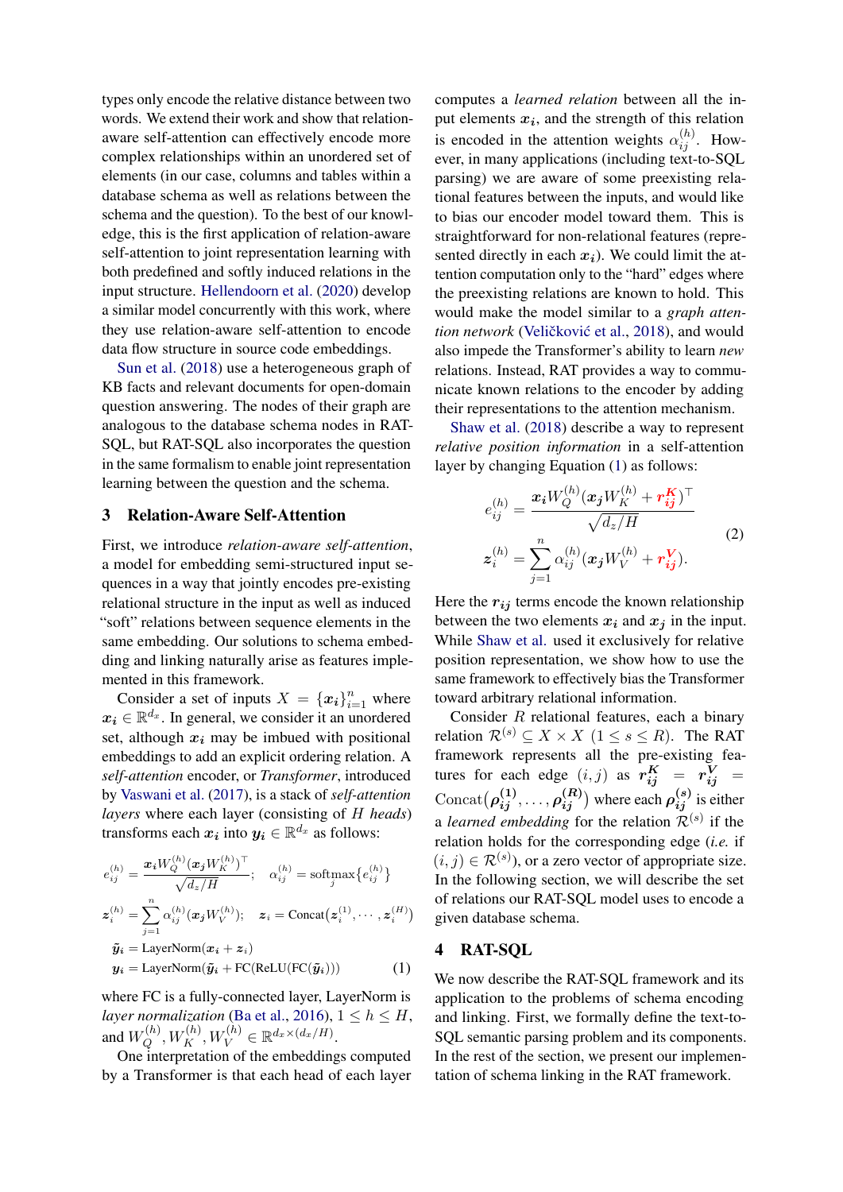types only encode the relative distance between two words. We extend their work and show that relation-aware self-attention can effectively encode more complex relationships within an unordered set of elements (in our case, columns and tables within a database schema as well as relations between the schema and the question). To the best of our knowledge, this is the first application of relation-aware self-attention to joint representation learning with both predefined and softly induced relations in the input structure. Hellendoorn et al. (2020) develop a similar model concurrently with this work, where they use relation-aware self-attention to encode data flow structure in source code embeddings.

Sun et al. (2018) use a heterogeneous graph of KB facts and relevant documents for open-domain question answering. The nodes of their graph are analogous to the database schema nodes in RAT-SQL, but RAT-SQL also incorporates the question in the same formalism to enable joint representation learning between the question and the schema.

## 3 Relation-Aware Self-Attention

First, we introduce *relation-aware self-attention*, a model for embedding semi-structured input sequences in a way that jointly encodes pre-existing relational structure in the input as well as induced "soft" relations between sequence elements in the same embedding. Our solutions to schema embedding and linking naturally arise as features implemented in this framework.

Consider a set of inputs $X = \{\boldsymbol{x_i}\}_{i=1}^n$ where $\boldsymbol{x_i} \in \mathbb{R}^{d_x}$. In general, we consider it an unordered set, although $\boldsymbol{x_i}$ may be imbued with positional embeddings to add an explicit ordering relation. A *self-attention* encoder, or *Transformer*, introduced by Vaswani et al. (2017), is a stack of *self-attention layers* where each layer (consisting of $H$ *heads*) transforms each $\boldsymbol{x_i}$ into $\boldsymbol{y_i} \in \mathbb{R}^{d_x}$ as follows:

$$
\begin{aligned}
e_{ij}^{(h)} &= \frac{\boldsymbol{x_i} W_Q^{(h)} (\boldsymbol{x_j} W_K^{(h)})^\top}{\sqrt{d_z/H}}; \quad \alpha_{ij}^{(h)} = \operatorname*{softmax}_j \{ e_{ij}^{(h)} \} \\
\boldsymbol{z}_i^{(h)} &= \sum_{j=1}^{n} \alpha_{ij}^{(h)} (\boldsymbol{x_j} W_V^{(h)}); \quad \boldsymbol{z}_i = \mathrm{Concat}(\boldsymbol{z}_i^{(1)}, \cdots, \boldsymbol{z}_i^{(H)}) \\
\tilde{\boldsymbol{y}}_{\boldsymbol{i}} &= \mathrm{LayerNorm}(\boldsymbol{x_i} + \boldsymbol{z}_i) \\
\boldsymbol{y_i} &= \mathrm{LayerNorm}(\tilde{\boldsymbol{y}}_{\boldsymbol{i}} + \mathrm{FC}(\mathrm{ReLU}(\mathrm{FC}(\tilde{\boldsymbol{y}}_{\boldsymbol{i}})))) \qquad (1)
\end{aligned}
$$

where FC is a fully-connected layer, LayerNorm is *layer normalization* (Ba et al., 2016), $1 \le h \le H$, and $W_Q^{(h)}, W_K^{(h)}, W_V^{(h)} \in \mathbb{R}^{d_x \times (d_x/H)}$.

One interpretation of the embeddings computed by a Transformer is that each head of each layer computes a *learned relation* between all the input elements $\boldsymbol{x_i}$, and the strength of this relation is encoded in the attention weights $\alpha_{ij}^{(h)}$. However, in many applications (including text-to-SQL parsing) we are aware of some preexisting relational features between the inputs, and would like to bias our encoder model toward them. This is straightforward for non-relational features (represented directly in each $\boldsymbol{x_i}$). We could limit the attention computation only to the "hard" edges where the preexisting relations are known to hold. This would make the model similar to a *graph attention network* (Veličković et al., 2018), and would also impede the Transformer's ability to learn *new* relations. Instead, RAT provides a way to communicate known relations to the encoder by adding their representations to the attention mechanism.

Shaw et al. (2018) describe a way to represent *relative position information* in a self-attention layer by changing Equation (1) as follows:

$$
\begin{aligned}
e_{ij}^{(h)} &= \frac{\boldsymbol{x_i} W_Q^{(h)} (\boldsymbol{x_j} W_K^{(h)} + \boldsymbol{r_{ij}^K})^\top}{\sqrt{d_z/H}} \\
\boldsymbol{z}_i^{(h)} &= \sum_{j=1}^{n} \alpha_{ij}^{(h)} (\boldsymbol{x_j} W_V^{(h)} + \boldsymbol{r_{ij}^V}).
\end{aligned} \qquad (2)
$$

Here the $\boldsymbol{r_{ij}}$ terms encode the known relationship between the two elements $\boldsymbol{x_i}$ and $\boldsymbol{x_j}$ in the input. While Shaw et al. used it exclusively for relative position representation, we show how to use the same framework to effectively bias the Transformer toward arbitrary relational information.

Consider $R$ relational features, each a binary relation $\mathcal{R}^{(s)} \subseteq X \times X$ $(1 \le s \le R)$. The RAT framework represents all the pre-existing features for each edge $(i,j)$ as $\boldsymbol{r_{ij}^K} = \boldsymbol{r_{ij}^V} = \mathrm{Concat}\big(\boldsymbol{\rho_{ij}^{(1)}}, \ldots, \boldsymbol{\rho_{ij}^{(R)}}\big)$ where each $\boldsymbol{\rho_{ij}^{(s)}}$ is either a *learned embedding* for the relation $\mathcal{R}^{(s)}$ if the relation holds for the corresponding edge (*i.e.* if $(i,j) \in \mathcal{R}^{(s)}$), or a zero vector of appropriate size. In the following section, we will describe the set of relations our RAT-SQL model uses to encode a given database schema.

## 4 RAT-SQL

We now describe the RAT-SQL framework and its application to the problems of schema encoding and linking. First, we formally define the text-to-SQL semantic parsing problem and its components. In the rest of the section, we present our implementation of schema linking in the RAT framework.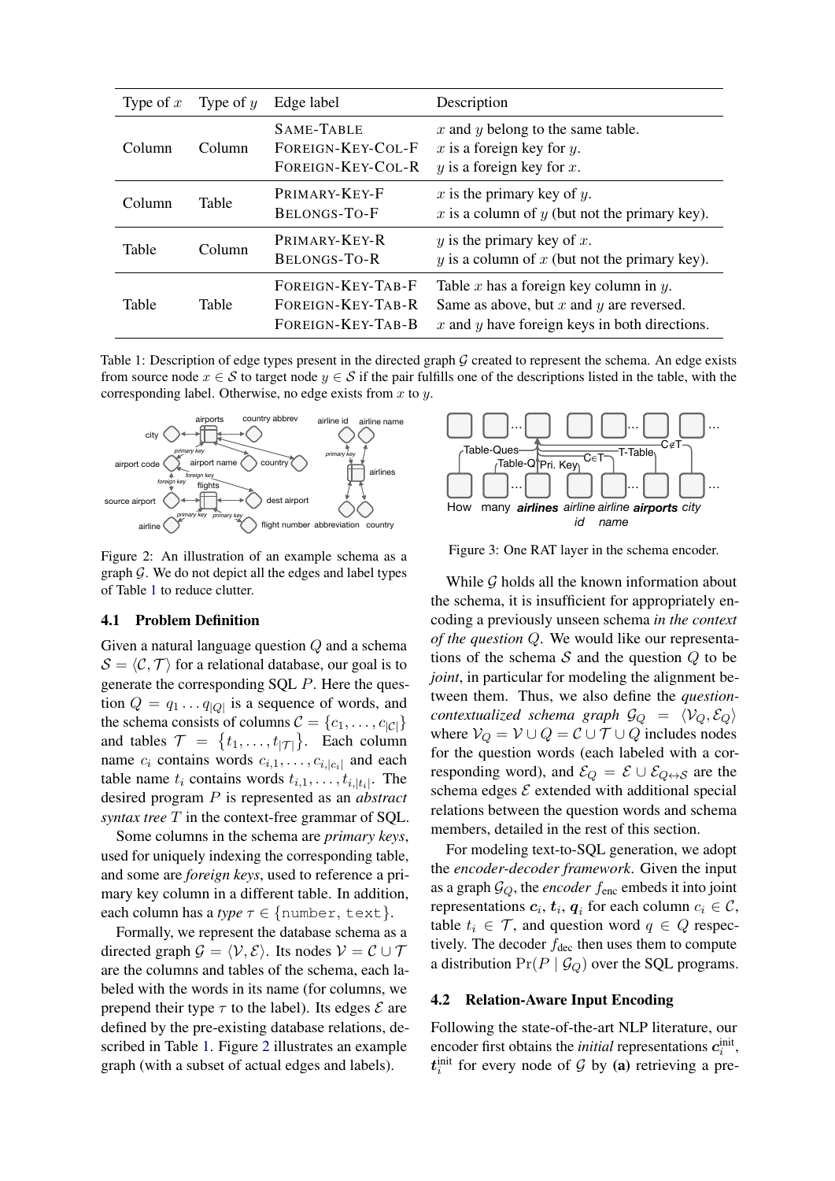| Type of $x$ | Type of $y$ | Edge label | Description |
|---|---|---|---|
| Column | Column | SAME-TABLE | $x$ and $y$ belong to the same table. |
| | | FOREIGN-KEY-COL-F | $x$ is a foreign key for $y$. |
| | | FOREIGN-KEY-COL-R | $y$ is a foreign key for $x$. |
| Column | Table | PRIMARY-KEY-F | $x$ is the primary key of $y$. |
| | | BELONGS-TO-F | $x$ is a column of $y$ (but not the primary key). |
| Table | Column | PRIMARY-KEY-R | $y$ is the primary key of $x$. |
| | | BELONGS-TO-R | $y$ is a column of $x$ (but not the primary key). |
| Table | Table | FOREIGN-KEY-TAB-F | Table $x$ has a foreign key column in $y$. |
| | | FOREIGN-KEY-TAB-R | Same as above, but $x$ and $y$ are reversed. |
| | | FOREIGN-KEY-TAB-B | $x$ and $y$ have foreign keys in both directions. |

Table 1: Description of edge types present in the directed graph $\mathcal{G}$ created to represent the schema. An edge exists from source node $x \in \mathcal{S}$ to target node $y \in \mathcal{S}$ if the pair fulfills one of the descriptions listed in the table, with the corresponding label. Otherwise, no edge exists from $x$ to $y$.

Figure 2: An illustration of an example schema as a graph $\mathcal{G}$. We do not depict all the edges and label types of Table 1 to reduce clutter.

Figure 3: One RAT layer in the schema encoder.

### 4.1 Problem Definition

Given a natural language question $Q$ and a schema $\mathcal{S} = \langle \mathcal{C}, \mathcal{T} \rangle$ for a relational database, our goal is to generate the corresponding SQL $P$. Here the question $Q = q_1 \dots q_{|Q|}$ is a sequence of words, and the schema consists of columns $\mathcal{C} = \{c_1, \dots, c_{|\mathcal{C}|}\}$ and tables $\mathcal{T} = \{t_1, \dots, t_{|\mathcal{T}|}\}$. Each column name $c_i$ contains words $c_{i,1}, \dots, c_{i,|c_i|}$ and each table name $t_i$ contains words $t_{i,1}, \dots, t_{i,|t_i|}$. The desired program $P$ is represented as an *abstract syntax tree* $T$ in the context-free grammar of SQL.

Some columns in the schema are *primary keys*, used for uniquely indexing the corresponding table, and some are *foreign keys*, used to reference a primary key column in a different table. In addition, each column has a *type* $\tau \in \{\texttt{number}, \texttt{text}\}$.

Formally, we represent the database schema as a directed graph $\mathcal{G} = \langle \mathcal{V}, \mathcal{E} \rangle$. Its nodes $\mathcal{V} = \mathcal{C} \cup \mathcal{T}$ are the columns and tables of the schema, each labeled with the words in its name (for columns, we prepend their type $\tau$ to the label). Its edges $\mathcal{E}$ are defined by the pre-existing database relations, described in Table 1. Figure 2 illustrates an example graph (with a subset of actual edges and labels).

While $\mathcal{G}$ holds all the known information about the schema, it is insufficient for appropriately encoding a previously unseen schema *in the context of the question* $Q$. We would like our representations of the schema $\mathcal{S}$ and the question $Q$ to be *joint*, in particular for modeling the alignment between them. Thus, we also define the *question-contextualized schema graph* $\mathcal{G}_Q = \langle \mathcal{V}_Q, \mathcal{E}_Q \rangle$ where $\mathcal{V}_Q = \mathcal{V} \cup Q = \mathcal{C} \cup \mathcal{T} \cup Q$ includes nodes for the question words (each labeled with a corresponding word), and $\mathcal{E}_Q = \mathcal{E} \cup \mathcal{E}_{Q \leftrightarrow \mathcal{S}}$ are the schema edges $\mathcal{E}$ extended with additional special relations between the question words and schema members, detailed in the rest of this section.

For modeling text-to-SQL generation, we adopt the *encoder-decoder framework*. Given the input as a graph $\mathcal{G}_Q$, the *encoder* $f_{\text{enc}}$ embeds it into joint representations $\boldsymbol{c}_i$, $\boldsymbol{t}_i$, $\boldsymbol{q}_i$ for each column $c_i \in \mathcal{C}$, table $t_i \in \mathcal{T}$, and question word $q \in Q$ respectively. The decoder $f_{\text{dec}}$ then uses them to compute a distribution $\Pr(P \mid \mathcal{G}_Q)$ over the SQL programs.

### 4.2 Relation-Aware Input Encoding

Following the state-of-the-art NLP literature, our encoder first obtains the *initial* representations $\boldsymbol{c}_i^{\text{init}}$, $\boldsymbol{t}_i^{\text{init}}$ for every node of $\mathcal{G}$ by **(a)** retrieving a pre-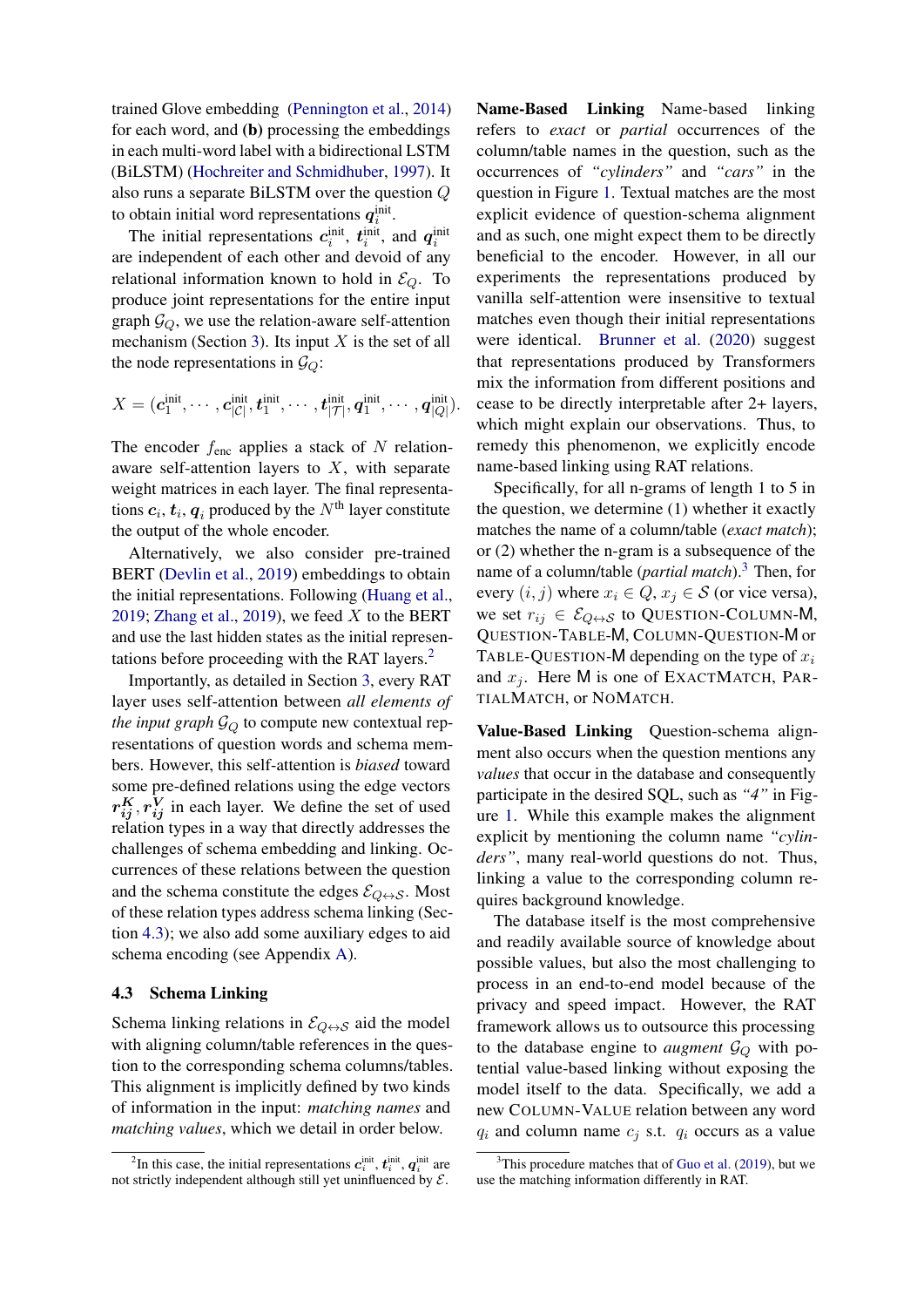trained Glove embedding (Pennington et al., 2014) for each word, and **(b)** processing the embeddings in each multi-word label with a bidirectional LSTM (BiLSTM) (Hochreiter and Schmidhuber, 1997). It also runs a separate BiLSTM over the question $Q$ to obtain initial word representations $\boldsymbol{q}_i^{\text{init}}$.

The initial representations $\boldsymbol{c}_i^{\text{init}}$, $\boldsymbol{t}_i^{\text{init}}$, and $\boldsymbol{q}_i^{\text{init}}$ are independent of each other and devoid of any relational information known to hold in $\mathcal{E}_Q$. To produce joint representations for the entire input graph $\mathcal{G}_Q$, we use the relation-aware self-attention mechanism (Section 3). Its input $X$ is the set of all the node representations in $\mathcal{G}_Q$:

$$X = (\boldsymbol{c}_1^{\text{init}}, \cdots, \boldsymbol{c}_{|\mathcal{C}|}^{\text{init}}, \boldsymbol{t}_1^{\text{init}}, \cdots, \boldsymbol{t}_{|\mathcal{T}|}^{\text{init}}, \boldsymbol{q}_1^{\text{init}}, \cdots, \boldsymbol{q}_{|Q|}^{\text{init}}).$$

The encoder $f_{\text{enc}}$ applies a stack of $N$ relation-aware self-attention layers to $X$, with separate weight matrices in each layer. The final representations $\boldsymbol{c}_i$, $\boldsymbol{t}_i$, $\boldsymbol{q}_i$ produced by the $N^{\text{th}}$ layer constitute the output of the whole encoder.

Alternatively, we also consider pre-trained BERT (Devlin et al., 2019) embeddings to obtain the initial representations. Following (Huang et al., 2019; Zhang et al., 2019), we feed $X$ to the BERT and use the last hidden states as the initial representations before proceeding with the RAT layers.[2]

Importantly, as detailed in Section 3, every RAT layer uses self-attention between *all elements of the input graph* $\mathcal{G}_Q$ to compute new contextual representations of question words and schema members. However, this self-attention is *biased* toward some pre-defined relations using the edge vectors $\boldsymbol{r}_{ij}^{\boldsymbol{K}}, \boldsymbol{r}_{ij}^{\boldsymbol{V}}$ in each layer. We define the set of used relation types in a way that directly addresses the challenges of schema embedding and linking. Occurrences of these relations between the question and the schema constitute the edges $\mathcal{E}_{Q\leftrightarrow\mathcal{S}}$. Most of these relation types address schema linking (Section 4.3); we also add some auxiliary edges to aid schema encoding (see Appendix A).

### 4.3 Schema Linking

Schema linking relations in $\mathcal{E}_{Q\leftrightarrow\mathcal{S}}$ aid the model with aligning column/table references in the question to the corresponding schema columns/tables. This alignment is implicitly defined by two kinds of information in the input: *matching names* and *matching values*, which we detail in order below.

**Name-Based Linking** Name-based linking refers to *exact* or *partial* occurrences of the column/table names in the question, such as the occurrences of *"cylinders"* and *"cars"* in the question in Figure 1. Textual matches are the most explicit evidence of question-schema alignment and as such, one might expect them to be directly beneficial to the encoder. However, in all our experiments the representations produced by vanilla self-attention were insensitive to textual matches even though their initial representations were identical. Brunner et al. (2020) suggest that representations produced by Transformers mix the information from different positions and cease to be directly interpretable after 2+ layers, which might explain our observations. Thus, to remedy this phenomenon, we explicitly encode name-based linking using RAT relations.

Specifically, for all n-grams of length 1 to 5 in the question, we determine (1) whether it exactly matches the name of a column/table (*exact match*); or (2) whether the n-gram is a subsequence of the name of a column/table (*partial match*).[3] Then, for every $(i, j)$ where $x_i \in Q$, $x_j \in \mathcal{S}$ (or vice versa), we set $r_{ij} \in \mathcal{E}_{Q\leftrightarrow\mathcal{S}}$ to QUESTION-COLUMN-M, QUESTION-TABLE-M, COLUMN-QUESTION-M or TABLE-QUESTION-M depending on the type of $x_i$ and $x_j$. Here M is one of EXACTMATCH, PARTIALMATCH, or NOMATCH.

**Value-Based Linking** Question-schema alignment also occurs when the question mentions any *values* that occur in the database and consequently participate in the desired SQL, such as *"4"* in Figure 1. While this example makes the alignment explicit by mentioning the column name *"cylinders"*, many real-world questions do not. Thus, linking a value to the corresponding column requires background knowledge.

The database itself is the most comprehensive and readily available source of knowledge about possible values, but also the most challenging to process in an end-to-end model because of the privacy and speed impact. However, the RAT framework allows us to outsource this processing to the database engine to *augment* $\mathcal{G}_Q$ with potential value-based linking without exposing the model itself to the data. Specifically, we add a new COLUMN-VALUE relation between any word $q_i$ and column name $c_j$ s.t. $q_i$ occurs as a value

[2] In this case, the initial representations $\boldsymbol{c}_i^{\text{init}}$, $\boldsymbol{t}_i^{\text{init}}$, $\boldsymbol{q}_i^{\text{init}}$ are not strictly independent although still yet uninfluenced by $\mathcal{E}$.

[3] This procedure matches that of Guo et al. (2019), but we use the matching information differently in RAT.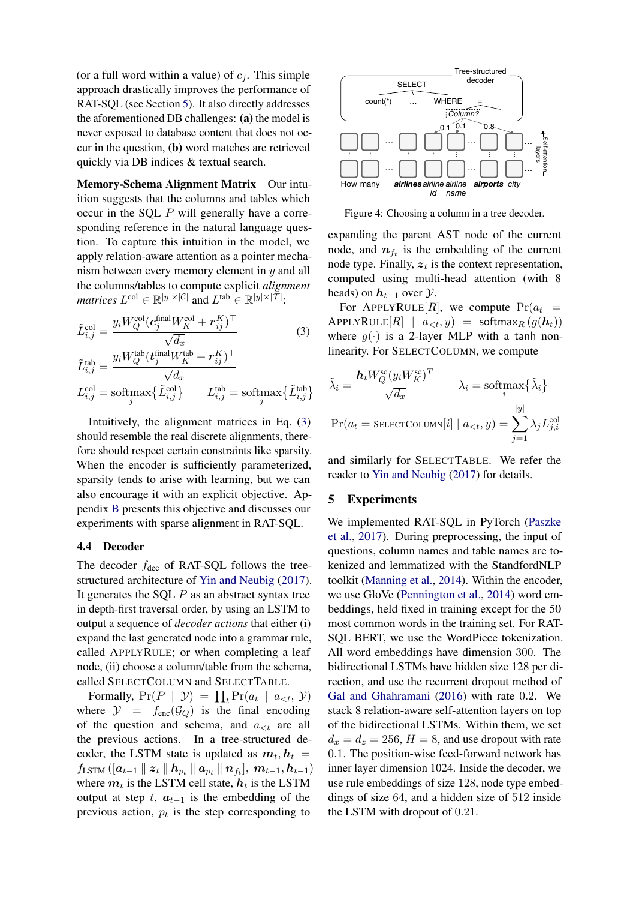(or a full word within a value) of $c_j$. This simple approach drastically improves the performance of RAT-SQL (see Section 5). It also directly addresses the aforementioned DB challenges: **(a)** the model is never exposed to database content that does not occur in the question, **(b)** word matches are retrieved quickly via DB indices & textual search.

**Memory-Schema Alignment Matrix** Our intuition suggests that the columns and tables which occur in the SQL $P$ will generally have a corresponding reference in the natural language question. To capture this intuition in the model, we apply relation-aware attention as a pointer mechanism between every memory element in $y$ and all the columns/tables to compute explicit *alignment matrices* $L^{\text{col}} \in \mathbb{R}^{|y| \times |\mathcal{C}|}$ and $L^{\text{tab}} \in \mathbb{R}^{|y| \times |\mathcal{T}|}$:

$$
\begin{aligned}
\tilde{L}^{\text{col}}_{i,j} &= \frac{y_i W_Q^{\text{col}} (\boldsymbol{c}_j^{\text{final}} W_K^{\text{col}} + \boldsymbol{r}_{ij}^K)^\top}{\sqrt{d_x}} \\
\tilde{L}^{\text{tab}}_{i,j} &= \frac{y_i W_Q^{\text{tab}} (\boldsymbol{t}_j^{\text{final}} W_K^{\text{tab}} + \boldsymbol{r}_{ij}^K)^\top}{\sqrt{d_x}} \\
L^{\text{col}}_{i,j} &= \operatorname{softmax}_j \{ \tilde{L}^{\text{col}}_{i,j} \} \qquad L^{\text{tab}}_{i,j} = \operatorname{softmax}_j \{ \tilde{L}^{\text{tab}}_{i,j} \}
\end{aligned}
\tag{3}
$$

Intuitively, the alignment matrices in Eq. (3) should resemble the real discrete alignments, therefore should respect certain constraints like sparsity. When the encoder is sufficiently parameterized, sparsity tends to arise with learning, but we can also encourage it with an explicit objective. Appendix B presents this objective and discusses our experiments with sparse alignment in RAT-SQL.

### 4.4 Decoder

The decoder $f_{\text{dec}}$ of RAT-SQL follows the tree-structured architecture of Yin and Neubig (2017). It generates the SQL $P$ as an abstract syntax tree in depth-first traversal order, by using an LSTM to output a sequence of *decoder actions* that either (i) expand the last generated node into a grammar rule, called APPLYRULE; or when completing a leaf node, (ii) choose a column/table from the schema, called SELECTCOLUMN and SELECTTABLE.

Formally, $\Pr(P \mid \mathcal{Y}) = \prod_t \Pr(a_t \mid a_{<t}, \mathcal{Y})$ where $\mathcal{Y} = f_{\text{enc}}(\mathcal{G}_Q)$ is the final encoding of the question and schema, and $a_{<t}$ are all the previous actions. In a tree-structured decoder, the LSTM state is updated as $\boldsymbol{m}_t, \boldsymbol{h}_t = f_{\text{LSTM}}([\boldsymbol{a}_{t-1} \,\|\, \boldsymbol{z}_t \,\|\, \boldsymbol{h}_{p_t} \,\|\, \boldsymbol{a}_{p_t} \,\|\, \boldsymbol{n}_{f_t}], \boldsymbol{m}_{t-1}, \boldsymbol{h}_{t-1})$ where $\boldsymbol{m}_t$ is the LSTM cell state, $\boldsymbol{h}_t$ is the LSTM output at step $t$, $\boldsymbol{a}_{t-1}$ is the embedding of the previous action, $p_t$ is the step corresponding to expanding the parent AST node of the current node, and $\boldsymbol{n}_{f_t}$ is the embedding of the current node type. Finally, $\boldsymbol{z}_t$ is the context representation, computed using multi-head attention (with 8 heads) on $\boldsymbol{h}_{t-1}$ over $\mathcal{Y}$.

Figure 4: Choosing a column in a tree decoder.

For APPLYRULE$[R]$, we compute $\Pr(a_t = \text{APPLYRULE}[R] \mid a_{<t}, y) = \operatorname{softmax}_R(g(\boldsymbol{h}_t))$ where $g(\cdot)$ is a 2-layer MLP with a tanh non-linearity. For SELECTCOLUMN, we compute

$$
\tilde{\lambda}_i = \frac{\boldsymbol{h}_t W_Q^{\text{sc}} (y_i W_K^{\text{sc}})^T}{\sqrt{d_x}} \qquad \lambda_i = \operatorname{softmax}_i \{ \tilde{\lambda}_i \}
$$

$$
\Pr(a_t = \text{SELECTCOLUMN}[i] \mid a_{<t}, y) = \sum_{j=1}^{|y|} \lambda_j L^{\text{col}}_{j,i}
$$

and similarly for SELECTTABLE. We refer the reader to Yin and Neubig (2017) for details.

## 5 Experiments

We implemented RAT-SQL in PyTorch (Paszke et al., 2017). During preprocessing, the input of questions, column names and table names are tokenized and lemmatized with the StandfordNLP toolkit (Manning et al., 2014). Within the encoder, we use GloVe (Pennington et al., 2014) word embeddings, held fixed in training except for the 50 most common words in the training set. For RAT-SQL BERT, we use the WordPiece tokenization. All word embeddings have dimension 300. The bidirectional LSTMs have hidden size 128 per direction, and use the recurrent dropout method of Gal and Ghahramani (2016) with rate 0.2. We stack 8 relation-aware self-attention layers on top of the bidirectional LSTMs. Within them, we set $d_x = d_z = 256$, $H = 8$, and use dropout with rate 0.1. The position-wise feed-forward network has inner layer dimension 1024. Inside the decoder, we use rule embeddings of size 128, node type embeddings of size 64, and a hidden size of 512 inside the LSTM with dropout of 0.21.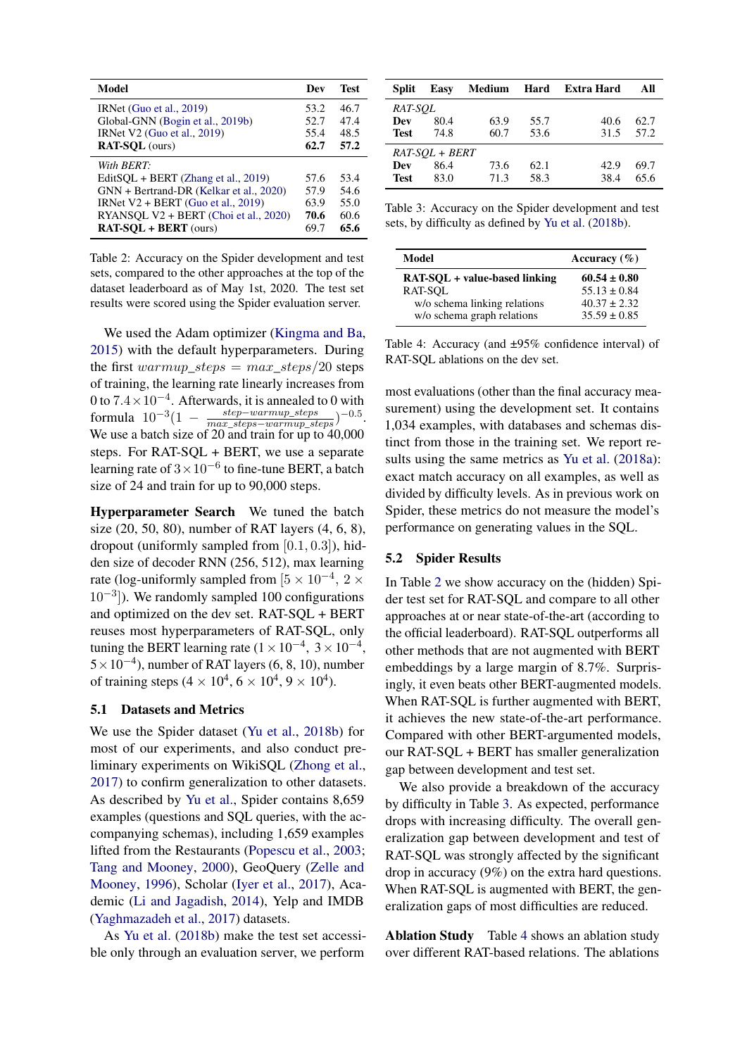| Model | Dev | Test |
|---|---|---|
| IRNet (Guo et al., 2019) | 53.2 | 46.7 |
| Global-GNN (Bogin et al., 2019b) | 52.7 | 47.4 |
| IRNet V2 (Guo et al., 2019) | 55.4 | 48.5 |
| **RAT-SQL** (ours) | **62.7** | **57.2** |
| *With BERT:* | | |
| EditSQL + BERT (Zhang et al., 2019) | 57.6 | 53.4 |
| GNN + Bertrand-DR (Kelkar et al., 2020) | 57.9 | 54.6 |
| IRNet V2 + BERT (Guo et al., 2019) | 63.9 | 55.0 |
| RYANSQL V2 + BERT (Choi et al., 2020) | **70.6** | 60.6 |
| **RAT-SQL + BERT** (ours) | 69.7 | **65.6** |

Table 2: Accuracy on the Spider development and test sets, compared to the other approaches at the top of the dataset leaderboard as of May 1st, 2020. The test set results were scored using the Spider evaluation server.

We used the Adam optimizer (Kingma and Ba, 2015) with the default hyperparameters. During the first $warmup\_steps = max\_steps/20$ steps of training, the learning rate linearly increases from 0 to $7.4 \times 10^{-4}$. Afterwards, it is annealed to 0 with formula $10^{-3}(1 - \frac{step - warmup\_steps}{max\_steps - warmup\_steps})^{-0.5}$. We use a batch size of 20 and train for up to 40,000 steps. For RAT-SQL + BERT, we use a separate learning rate of $3 \times 10^{-6}$ to fine-tune BERT, a batch size of 24 and train for up to 90,000 steps.

**Hyperparameter Search** We tuned the batch size (20, 50, 80), number of RAT layers (4, 6, 8), dropout (uniformly sampled from $[0.1, 0.3]$), hidden size of decoder RNN (256, 512), max learning rate (log-uniformly sampled from $[5 \times 10^{-4}, 2 \times 10^{-3}]$). We randomly sampled 100 configurations and optimized on the dev set. RAT-SQL + BERT reuses most hyperparameters of RAT-SQL, only tuning the BERT learning rate ($1 \times 10^{-4}$, $3 \times 10^{-4}$, $5 \times 10^{-4}$), number of RAT layers (6, 8, 10), number of training steps ($4 \times 10^4$, $6 \times 10^4$, $9 \times 10^4$).

### 5.1 Datasets and Metrics

We use the Spider dataset (Yu et al., 2018b) for most of our experiments, and also conduct preliminary experiments on WikiSQL (Zhong et al., 2017) to confirm generalization to other datasets. As described by Yu et al., Spider contains 8,659 examples (questions and SQL queries, with the accompanying schemas), including 1,659 examples lifted from the Restaurants (Popescu et al., 2003; Tang and Mooney, 2000), GeoQuery (Zelle and Mooney, 1996), Scholar (Iyer et al., 2017), Academic (Li and Jagadish, 2014), Yelp and IMDB (Yaghmazadeh et al., 2017) datasets.

As Yu et al. (2018b) make the test set accessible only through an evaluation server, we perform most evaluations (other than the final accuracy measurement) using the development set. It contains 1,034 examples, with databases and schemas distinct from those in the training set. We report results using the same metrics as Yu et al. (2018a): exact match accuracy on all examples, as well as divided by difficulty levels. As in previous work on Spider, these metrics do not measure the model's performance on generating values in the SQL.

| Split | Easy | Medium | Hard | Extra Hard | All |
|---|---|---|---|---|---|
| *RAT-SQL* | | | | | |
| **Dev** | 80.4 | 63.9 | 55.7 | 40.6 | 62.7 |
| **Test** | 74.8 | 60.7 | 53.6 | 31.5 | 57.2 |
| *RAT-SQL + BERT* | | | | | |
| **Dev** | 86.4 | 73.6 | 62.1 | 42.9 | 69.7 |
| **Test** | 83.0 | 71.3 | 58.3 | 38.4 | 65.6 |

Table 3: Accuracy on the Spider development and test sets, by difficulty as defined by Yu et al. (2018b).

| Model | Accuracy (%) |
|---|---|
| **RAT-SQL + value-based linking** | **60.54 ± 0.80** |
| RAT-SQL | 55.13 ± 0.84 |
| w/o schema linking relations | 40.37 ± 2.32 |
| w/o schema graph relations | 35.59 ± 0.85 |

Table 4: Accuracy (and ±95% confidence interval) of RAT-SQL ablations on the dev set.

### 5.2 Spider Results

In Table 2 we show accuracy on the (hidden) Spider test set for RAT-SQL and compare to all other approaches at or near state-of-the-art (according to the official leaderboard). RAT-SQL outperforms all other methods that are not augmented with BERT embeddings by a large margin of 8.7%. Surprisingly, it even beats other BERT-augmented models. When RAT-SQL is further augmented with BERT, it achieves the new state-of-the-art performance. Compared with other BERT-argumented models, our RAT-SQL + BERT has smaller generalization gap between development and test set.

We also provide a breakdown of the accuracy by difficulty in Table 3. As expected, performance drops with increasing difficulty. The overall generalization gap between development and test of RAT-SQL was strongly affected by the significant drop in accuracy (9%) on the extra hard questions. When RAT-SQL is augmented with BERT, the generalization gaps of most difficulties are reduced.

**Ablation Study** Table 4 shows an ablation study over different RAT-based relations. The ablations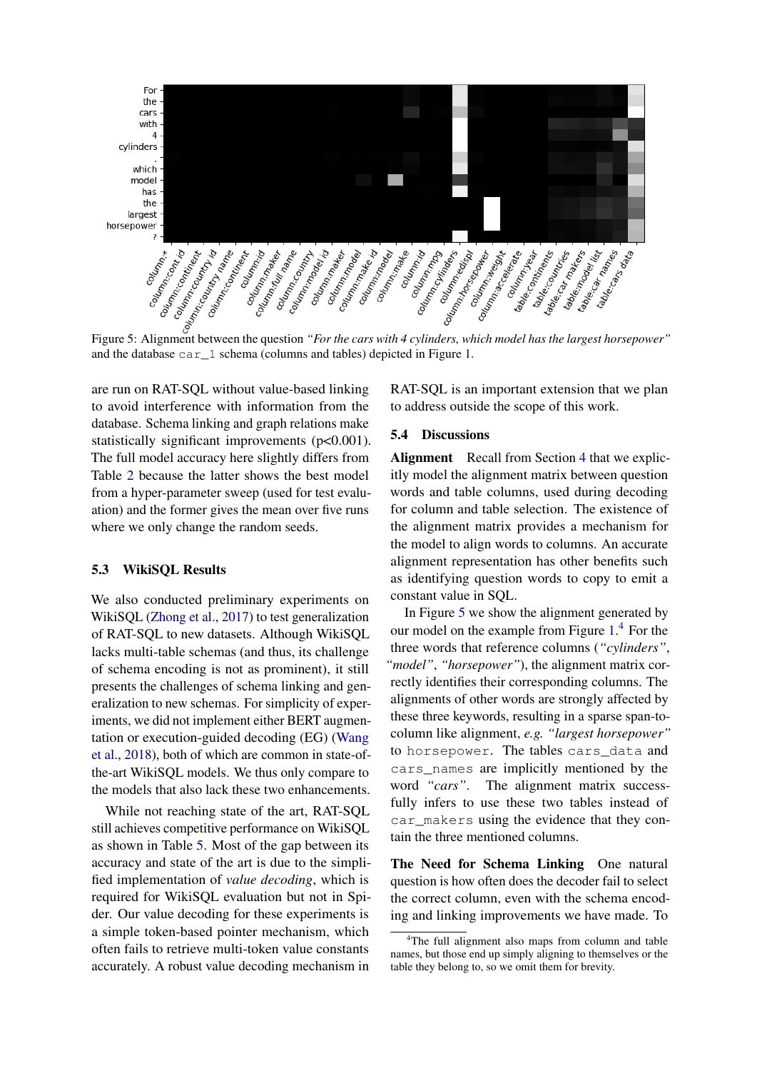Figure 5: Alignment between the question *"For the cars with 4 cylinders, which model has the largest horsepower"* and the database `car_1` schema (columns and tables) depicted in Figure 1.

are run on RAT-SQL without value-based linking to avoid interference with information from the database. Schema linking and graph relations make statistically significant improvements (p<0.001). The full model accuracy here slightly differs from Table 2 because the latter shows the best model from a hyper-parameter sweep (used for test evaluation) and the former gives the mean over five runs where we only change the random seeds.

### 5.3 WikiSQL Results

We also conducted preliminary experiments on WikiSQL (Zhong et al., 2017) to test generalization of RAT-SQL to new datasets. Although WikiSQL lacks multi-table schemas (and thus, its challenge of schema encoding is not as prominent), it still presents the challenges of schema linking and generalization to new schemas. For simplicity of experiments, we did not implement either BERT augmentation or execution-guided decoding (EG) (Wang et al., 2018), both of which are common in state-of-the-art WikiSQL models. We thus only compare to the models that also lack these two enhancements.

While not reaching state of the art, RAT-SQL still achieves competitive performance on WikiSQL as shown in Table 5. Most of the gap between its accuracy and state of the art is due to the simplified implementation of *value decoding*, which is required for WikiSQL evaluation but not in Spider. Our value decoding for these experiments is a simple token-based pointer mechanism, which often fails to retrieve multi-token value constants accurately. A robust value decoding mechanism in RAT-SQL is an important extension that we plan to address outside the scope of this work.

### 5.4 Discussions

**Alignment** Recall from Section 4 that we explicitly model the alignment matrix between question words and table columns, used during decoding for column and table selection. The existence of the alignment matrix provides a mechanism for the model to align words to columns. An accurate alignment representation has other benefits such as identifying question words to copy to emit a constant value in SQL.

In Figure 5 we show the alignment generated by our model on the example from Figure 1.[4] For the three words that reference columns (*"cylinders"*, *"model"*, *"horsepower"*), the alignment matrix correctly identifies their corresponding columns. The alignments of other words are strongly affected by these three keywords, resulting in a sparse span-to-column like alignment, *e.g.* *"largest horsepower"* to `horsepower`. The tables `cars_data` and `cars_names` are implicitly mentioned by the word *"cars"*. The alignment matrix successfully infers to use these two tables instead of `car_makers` using the evidence that they contain the three mentioned columns.

**The Need for Schema Linking** One natural question is how often does the decoder fail to select the correct column, even with the schema encoding and linking improvements we have made. To

[4] The full alignment also maps from column and table names, but those end up simply aligning to themselves or the table they belong to, so we omit them for brevity.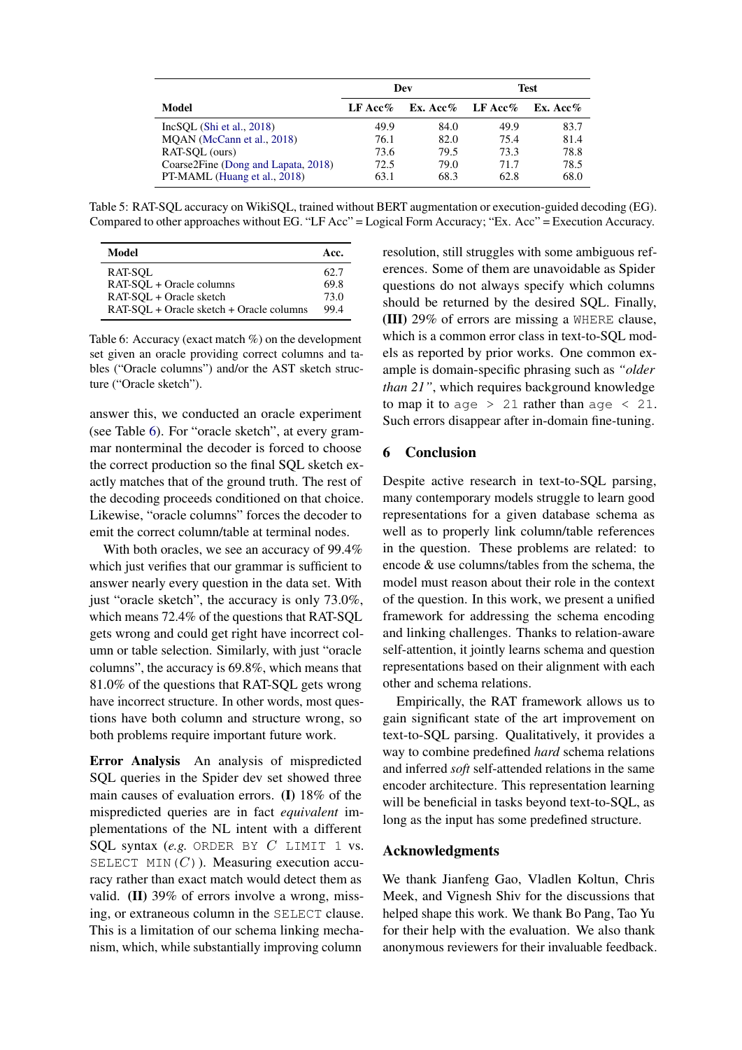| Model | Dev | | Test | |
|---|---|---|---|---|
| | LF Acc% | Ex. Acc% | LF Acc% | Ex. Acc% |
| IncSQL (Shi et al., 2018) | 49.9 | 84.0 | 49.9 | 83.7 |
| MQAN (McCann et al., 2018) | 76.1 | 82.0 | 75.4 | 81.4 |
| RAT-SQL (ours) | 73.6 | 79.5 | 73.3 | 78.8 |
| Coarse2Fine (Dong and Lapata, 2018) | 72.5 | 79.0 | 71.7 | 78.5 |
| PT-MAML (Huang et al., 2018) | 63.1 | 68.3 | 62.8 | 68.0 |

Table 5: RAT-SQL accuracy on WikiSQL, trained without BERT augmentation or execution-guided decoding (EG). Compared to other approaches without EG. "LF Acc" = Logical Form Accuracy; "Ex. Acc" = Execution Accuracy.

| Model | Acc. |
|---|---|
| RAT-SQL | 62.7 |
| RAT-SQL + Oracle columns | 69.8 |
| RAT-SQL + Oracle sketch | 73.0 |
| RAT-SQL + Oracle sketch + Oracle columns | 99.4 |

Table 6: Accuracy (exact match %) on the development set given an oracle providing correct columns and tables ("Oracle columns") and/or the AST sketch structure ("Oracle sketch").

answer this, we conducted an oracle experiment (see Table 6). For "oracle sketch", at every grammar nonterminal the decoder is forced to choose the correct production so the final SQL sketch exactly matches that of the ground truth. The rest of the decoding proceeds conditioned on that choice. Likewise, "oracle columns" forces the decoder to emit the correct column/table at terminal nodes.

With both oracles, we see an accuracy of 99.4% which just verifies that our grammar is sufficient to answer nearly every question in the data set. With just "oracle sketch", the accuracy is only 73.0%, which means 72.4% of the questions that RAT-SQL gets wrong and could get right have incorrect column or table selection. Similarly, with just "oracle columns", the accuracy is 69.8%, which means that 81.0% of the questions that RAT-SQL gets wrong have incorrect structure. In other words, most questions have both column and structure wrong, so both problems require important future work.

**Error Analysis** An analysis of mispredicted SQL queries in the Spider dev set showed three main causes of evaluation errors. **(I)** 18% of the mispredicted queries are in fact *equivalent* implementations of the NL intent with a different SQL syntax (*e.g.* `ORDER BY` $C$ `LIMIT 1` vs. `SELECT MIN(`$C$`)`). Measuring execution accuracy rather than exact match would detect them as valid. **(II)** 39% of errors involve a wrong, missing, or extraneous column in the `SELECT` clause. This is a limitation of our schema linking mechanism, which, while substantially improving column resolution, still struggles with some ambiguous references. Some of them are unavoidable as Spider questions do not always specify which columns should be returned by the desired SQL. Finally, **(III)** 29% of errors are missing a `WHERE` clause, which is a common error class in text-to-SQL models as reported by prior works. One common example is domain-specific phrasing such as *"older than 21"*, which requires background knowledge to map it to `age > 21` rather than `age < 21`. Such errors disappear after in-domain fine-tuning.

## 6 Conclusion

Despite active research in text-to-SQL parsing, many contemporary models struggle to learn good representations for a given database schema as well as to properly link column/table references in the question. These problems are related: to encode & use columns/tables from the schema, the model must reason about their role in the context of the question. In this work, we present a unified framework for addressing the schema encoding and linking challenges. Thanks to relation-aware self-attention, it jointly learns schema and question representations based on their alignment with each other and schema relations.

Empirically, the RAT framework allows us to gain significant state of the art improvement on text-to-SQL parsing. Qualitatively, it provides a way to combine predefined *hard* schema relations and inferred *soft* self-attended relations in the same encoder architecture. This representation learning will be beneficial in tasks beyond text-to-SQL, as long as the input has some predefined structure.

## Acknowledgments

We thank Jianfeng Gao, Vladlen Koltun, Chris Meek, and Vignesh Shiv for the discussions that helped shape this work. We thank Bo Pang, Tao Yu for their help with the evaluation. We also thank anonymous reviewers for their invaluable feedback.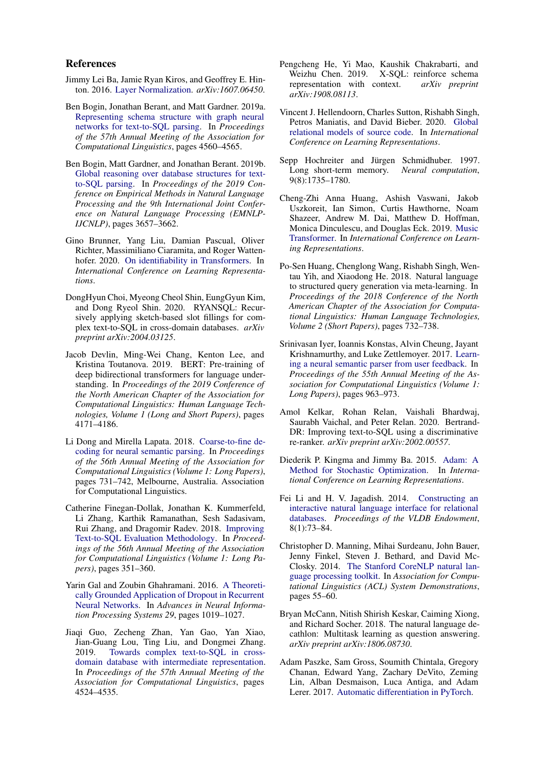## References

Jimmy Lei Ba, Jamie Ryan Kiros, and Geoffrey E. Hinton. 2016. Layer Normalization. *arXiv:1607.06450*.

Ben Bogin, Jonathan Berant, and Matt Gardner. 2019a. Representing schema structure with graph neural networks for text-to-SQL parsing. In *Proceedings of the 57th Annual Meeting of the Association for Computational Linguistics*, pages 4560–4565.

Ben Bogin, Matt Gardner, and Jonathan Berant. 2019b. Global reasoning over database structures for text-to-SQL parsing. In *Proceedings of the 2019 Conference on Empirical Methods in Natural Language Processing and the 9th International Joint Conference on Natural Language Processing (EMNLP-IJCNLP)*, pages 3657–3662.

Gino Brunner, Yang Liu, Damian Pascual, Oliver Richter, Massimiliano Ciaramita, and Roger Wattenhofer. 2020. On identifiability in Transformers. In *International Conference on Learning Representations*.

DongHyun Choi, Myeong Cheol Shin, EungGyun Kim, and Dong Ryeol Shin. 2020. RYANSQL: Recursively applying sketch-based slot fillings for complex text-to-SQL in cross-domain databases. *arXiv preprint arXiv:2004.03125*.

Jacob Devlin, Ming-Wei Chang, Kenton Lee, and Kristina Toutanova. 2019. BERT: Pre-training of deep bidirectional transformers for language understanding. In *Proceedings of the 2019 Conference of the North American Chapter of the Association for Computational Linguistics: Human Language Technologies, Volume 1 (Long and Short Papers)*, pages 4171–4186.

Li Dong and Mirella Lapata. 2018. Coarse-to-fine decoding for neural semantic parsing. In *Proceedings of the 56th Annual Meeting of the Association for Computational Linguistics (Volume 1: Long Papers)*, pages 731–742, Melbourne, Australia. Association for Computational Linguistics.

Catherine Finegan-Dollak, Jonathan K. Kummerfeld, Li Zhang, Karthik Ramanathan, Sesh Sadasivam, Rui Zhang, and Dragomir Radev. 2018. Improving Text-to-SQL Evaluation Methodology. In *Proceedings of the 56th Annual Meeting of the Association for Computational Linguistics (Volume 1: Long Papers)*, pages 351–360.

Yarin Gal and Zoubin Ghahramani. 2016. A Theoretically Grounded Application of Dropout in Recurrent Neural Networks. In *Advances in Neural Information Processing Systems 29*, pages 1019–1027.

Jiaqi Guo, Zecheng Zhan, Yan Gao, Yan Xiao, Jian-Guang Lou, Ting Liu, and Dongmei Zhang. 2019. Towards complex text-to-SQL in cross-domain database with intermediate representation. In *Proceedings of the 57th Annual Meeting of the Association for Computational Linguistics*, pages 4524–4535.

Pengcheng He, Yi Mao, Kaushik Chakrabarti, and Weizhu Chen. 2019. X-SQL: reinforce schema representation with context. *arXiv preprint arXiv:1908.08113*.

Vincent J. Hellendoorn, Charles Sutton, Rishabh Singh, Petros Maniatis, and David Bieber. 2020. Global relational models of source code. In *International Conference on Learning Representations*.

Sepp Hochreiter and Jürgen Schmidhuber. 1997. Long short-term memory. *Neural computation*, 9(8):1735–1780.

Cheng-Zhi Anna Huang, Ashish Vaswani, Jakob Uszkoreit, Ian Simon, Curtis Hawthorne, Noam Shazeer, Andrew M. Dai, Matthew D. Hoffman, Monica Dinculescu, and Douglas Eck. 2019. Music Transformer. In *International Conference on Learning Representations*.

Po-Sen Huang, Chenglong Wang, Rishabh Singh, Wen-tau Yih, and Xiaodong He. 2018. Natural language to structured query generation via meta-learning. In *Proceedings of the 2018 Conference of the North American Chapter of the Association for Computational Linguistics: Human Language Technologies, Volume 2 (Short Papers)*, pages 732–738.

Srinivasan Iyer, Ioannis Konstas, Alvin Cheung, Jayant Krishnamurthy, and Luke Zettlemoyer. 2017. Learning a neural semantic parser from user feedback. In *Proceedings of the 55th Annual Meeting of the Association for Computational Linguistics (Volume 1: Long Papers)*, pages 963–973.

Amol Kelkar, Rohan Relan, Vaishali Bhardwaj, Saurabh Vaichal, and Peter Relan. 2020. Bertrand-DR: Improving text-to-SQL using a discriminative re-ranker. *arXiv preprint arXiv:2002.00557*.

Diederik P. Kingma and Jimmy Ba. 2015. Adam: A Method for Stochastic Optimization. In *International Conference on Learning Representations*.

Fei Li and H. V. Jagadish. 2014. Constructing an interactive natural language interface for relational databases. *Proceedings of the VLDB Endowment*, 8(1):73–84.

Christopher D. Manning, Mihai Surdeanu, John Bauer, Jenny Finkel, Steven J. Bethard, and David McClosky. 2014. The Stanford CoreNLP natural language processing toolkit. In *Association for Computational Linguistics (ACL) System Demonstrations*, pages 55–60.

Bryan McCann, Nitish Shirish Keskar, Caiming Xiong, and Richard Socher. 2018. The natural language decathlon: Multitask learning as question answering. *arXiv preprint arXiv:1806.08730*.

Adam Paszke, Sam Gross, Soumith Chintala, Gregory Chanan, Edward Yang, Zachary DeVito, Zeming Lin, Alban Desmaison, Luca Antiga, and Adam Lerer. 2017. Automatic differentiation in PyTorch.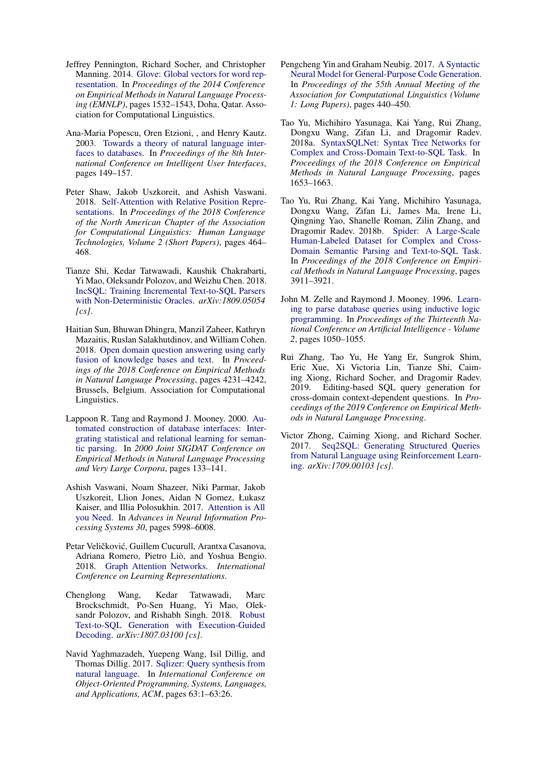Jeffrey Pennington, Richard Socher, and Christopher Manning. 2014. Glove: Global vectors for word representation. In *Proceedings of the 2014 Conference on Empirical Methods in Natural Language Processing (EMNLP)*, pages 1532–1543, Doha, Qatar. Association for Computational Linguistics.

Ana-Maria Popescu, Oren Etzioni, , and Henry Kautz. 2003. Towards a theory of natural language interfaces to databases. In *Proceedings of the 8th International Conference on Intelligent User Interfaces*, pages 149–157.

Peter Shaw, Jakob Uszkoreit, and Ashish Vaswani. 2018. Self-Attention with Relative Position Representations. In *Proceedings of the 2018 Conference of the North American Chapter of the Association for Computational Linguistics: Human Language Technologies, Volume 2 (Short Papers)*, pages 464–468.

Tianze Shi, Kedar Tatwawadi, Kaushik Chakrabarti, Yi Mao, Oleksandr Polozov, and Weizhu Chen. 2018. IncSQL: Training Incremental Text-to-SQL Parsers with Non-Deterministic Oracles. *arXiv:1809.05054 [cs]*.

Haitian Sun, Bhuwan Dhingra, Manzil Zaheer, Kathryn Mazaitis, Ruslan Salakhutdinov, and William Cohen. 2018. Open domain question answering using early fusion of knowledge bases and text. In *Proceedings of the 2018 Conference on Empirical Methods in Natural Language Processing*, pages 4231–4242, Brussels, Belgium. Association for Computational Linguistics.

Lappoon R. Tang and Raymond J. Mooney. 2000. Automated construction of database interfaces: Intergrating statistical and relational learning for semantic parsing. In *2000 Joint SIGDAT Conference on Empirical Methods in Natural Language Processing and Very Large Corpora*, pages 133–141.

Ashish Vaswani, Noam Shazeer, Niki Parmar, Jakob Uszkoreit, Llion Jones, Aidan N Gomez, Łukasz Kaiser, and Illia Polosukhin. 2017. Attention is All you Need. In *Advances in Neural Information Processing Systems 30*, pages 5998–6008.

Petar Veličković, Guillem Cucurull, Arantxa Casanova, Adriana Romero, Pietro Liò, and Yoshua Bengio. 2018. Graph Attention Networks. *International Conference on Learning Representations.*

Chenglong Wang, Kedar Tatwawadi, Marc Brockschmidt, Po-Sen Huang, Yi Mao, Oleksandr Polozov, and Rishabh Singh. 2018. Robust Text-to-SQL Generation with Execution-Guided Decoding. *arXiv:1807.03100 [cs]*.

Navid Yaghmazadeh, Yuepeng Wang, Isil Dillig, and Thomas Dillig. 2017. Sqlizer: Query synthesis from natural language. In *International Conference on Object-Oriented Programming, Systems, Languages, and Applications, ACM*, pages 63:1–63:26.

Pengcheng Yin and Graham Neubig. 2017. A Syntactic Neural Model for General-Purpose Code Generation. In *Proceedings of the 55th Annual Meeting of the Association for Computational Linguistics (Volume 1: Long Papers)*, pages 440–450.

Tao Yu, Michihiro Yasunaga, Kai Yang, Rui Zhang, Dongxu Wang, Zifan Li, and Dragomir Radev. 2018a. SyntaxSQLNet: Syntax Tree Networks for Complex and Cross-Domain Text-to-SQL Task. In *Proceedings of the 2018 Conference on Empirical Methods in Natural Language Processing*, pages 1653–1663.

Tao Yu, Rui Zhang, Kai Yang, Michihiro Yasunaga, Dongxu Wang, Zifan Li, James Ma, Irene Li, Qingning Yao, Shanelle Roman, Zilin Zhang, and Dragomir Radev. 2018b. Spider: A Large-Scale Human-Labeled Dataset for Complex and Cross-Domain Semantic Parsing and Text-to-SQL Task. In *Proceedings of the 2018 Conference on Empirical Methods in Natural Language Processing*, pages 3911–3921.

John M. Zelle and Raymond J. Mooney. 1996. Learning to parse database queries using inductive logic programming. In *Proceedings of the Thirteenth National Conference on Artificial Intelligence - Volume 2*, pages 1050–1055.

Rui Zhang, Tao Yu, He Yang Er, Sungrok Shim, Eric Xue, Xi Victoria Lin, Tianze Shi, Caiming Xiong, Richard Socher, and Dragomir Radev. 2019. Editing-based SQL query generation for cross-domain context-dependent questions. In *Proceedings of the 2019 Conference on Empirical Methods in Natural Language Processing*.

Victor Zhong, Caiming Xiong, and Richard Socher. 2017. Seq2SQL: Generating Structured Queries from Natural Language using Reinforcement Learning. *arXiv:1709.00103 [cs]*.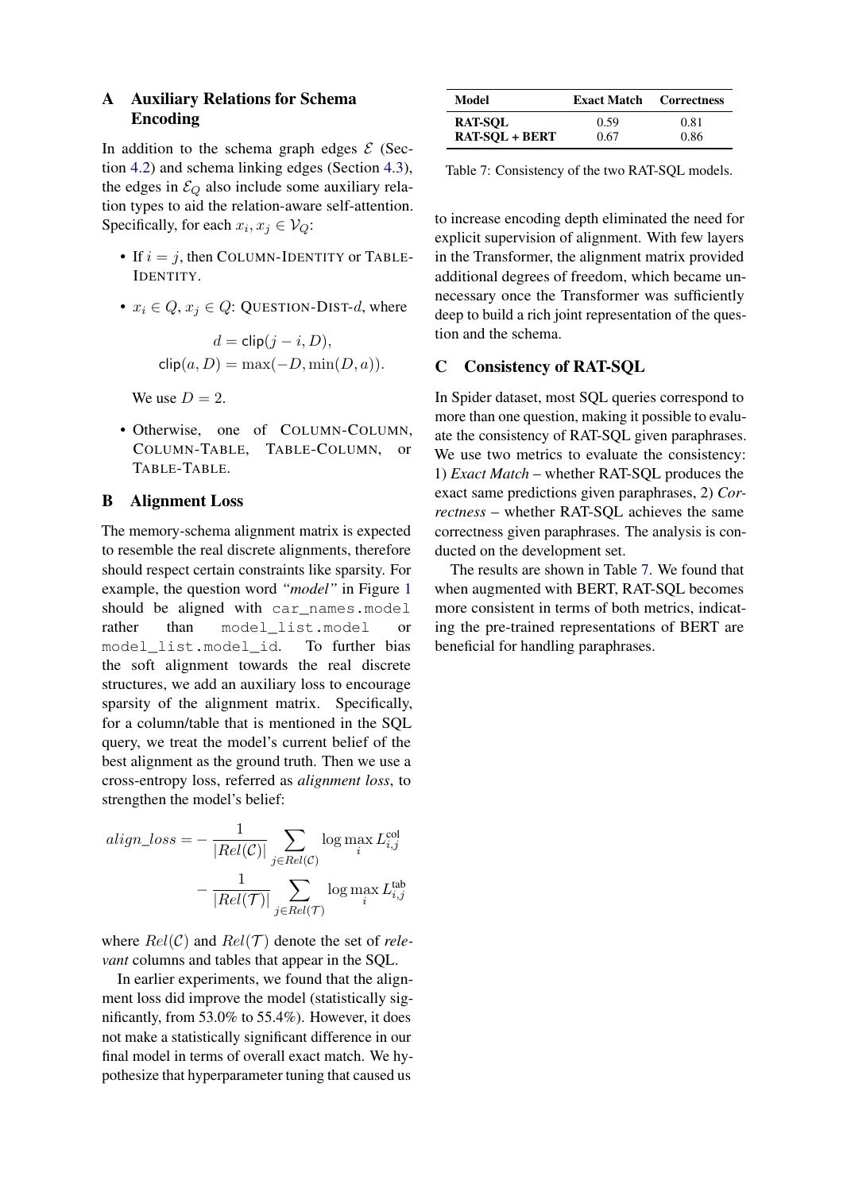## A Auxiliary Relations for Schema Encoding

In addition to the schema graph edges $\mathcal{E}$ (Section 4.2) and schema linking edges (Section 4.3), the edges in $\mathcal{E}_Q$ also include some auxiliary relation types to aid the relation-aware self-attention. Specifically, for each $x_i, x_j \in \mathcal{V}_Q$:

- If $i = j$, then COLUMN-IDENTITY or TABLE-IDENTITY.
- $x_i \in Q, x_j \in Q$: QUESTION-DIST-$d$, where

  $$d = \mathsf{clip}(j - i, D),$$
  $$\mathsf{clip}(a, D) = \max(-D, \min(D, a)).$$

  We use $D = 2$.
- Otherwise, one of COLUMN-COLUMN, COLUMN-TABLE, TABLE-COLUMN, or TABLE-TABLE.

## B Alignment Loss

The memory-schema alignment matrix is expected to resemble the real discrete alignments, therefore should respect certain constraints like sparsity. For example, the question word *"model"* in Figure 1 should be aligned with `car_names.model` rather than `model_list.model` or `model_list.model_id`. To further bias the soft alignment towards the real discrete structures, we add an auxiliary loss to encourage sparsity of the alignment matrix. Specifically, for a column/table that is mentioned in the SQL query, we treat the model's current belief of the best alignment as the ground truth. Then we use a cross-entropy loss, referred as *alignment loss*, to strengthen the model's belief:

$$align\_loss = -\frac{1}{|Rel(\mathcal{C})|} \sum_{j \in Rel(\mathcal{C})} \log \max_i L^{\text{col}}_{i,j} - \frac{1}{|Rel(\mathcal{T})|} \sum_{j \in Rel(\mathcal{T})} \log \max_i L^{\text{tab}}_{i,j}$$

where $Rel(\mathcal{C})$ and $Rel(\mathcal{T})$ denote the set of *relevant* columns and tables that appear in the SQL.

In earlier experiments, we found that the alignment loss did improve the model (statistically significantly, from 53.0% to 55.4%). However, it does not make a statistically significant difference in our final model in terms of overall exact match. We hypothesize that hyperparameter tuning that caused us to increase encoding depth eliminated the need for explicit supervision of alignment. With few layers in the Transformer, the alignment matrix provided additional degrees of freedom, which became unnecessary once the Transformer was sufficiently deep to build a rich joint representation of the question and the schema.

## C Consistency of RAT-SQL

In Spider dataset, most SQL queries correspond to more than one question, making it possible to evaluate the consistency of RAT-SQL given paraphrases. We use two metrics to evaluate the consistency: 1) *Exact Match* – whether RAT-SQL produces the exact same predictions given paraphrases, 2) *Correctness* – whether RAT-SQL achieves the same correctness given paraphrases. The analysis is conducted on the development set.

The results are shown in Table 7. We found that when augmented with BERT, RAT-SQL becomes more consistent in terms of both metrics, indicating the pre-trained representations of BERT are beneficial for handling paraphrases.

| Model | Exact Match | Correctness |
|---|---|---|
| **RAT-SQL** | 0.59 | 0.81 |
| **RAT-SQL + BERT** | 0.67 | 0.86 |

Table 7: Consistency of the two RAT-SQL models.